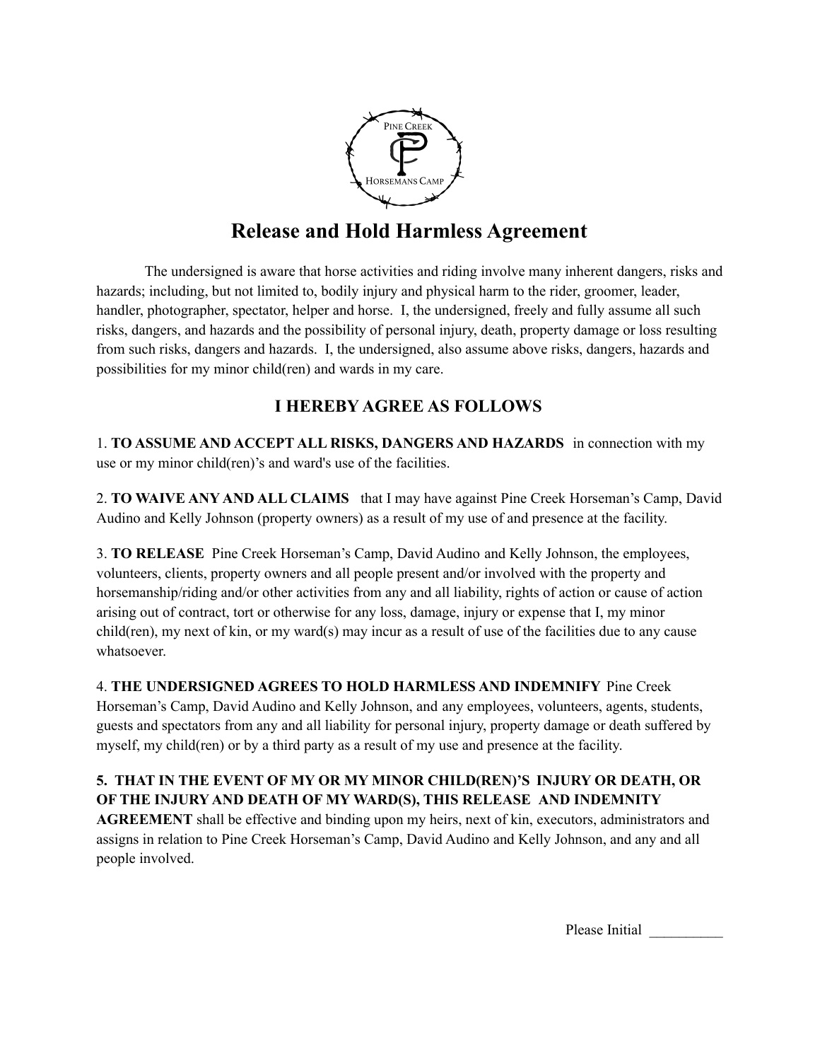# Release and Hold Harmless Agreement

The undersigned is aware that horse activities and riding involve many inherent dangers, risks and hazards; including, but not limited to, bodily injury and physical harm to the rider, groomer, leader, handler, photographer, spectator, helper and horse. I, the undersigned, freely and fully assume all such risks, dangers, and hazards and the possibility of personal injury, death, property damage or loss resulting from such risks, dangers and hazards. I, the undersigned, also assume above risks, dangers, hazards and possibilities for my minor child(ren) and wards in my care.

## I HEREBY AGREE AS FOLLOWS

1. **TO ASSUME AND ACCEPT ALL RISKS, DANGERS AND HAZARDS** in connection with my use or my minor child(ren)'s and ward's use of the facilities.

2. **TO WAIVE ANY AND ALL CLAIMS** that I may have against Pine Creek Horseman's Camp, David Audino and Kelly Johnson (property owners) as a result of my use of and presence at the facility.

3. **TO RELEASE** Pine Creek Horseman's Camp, David Audino and Kelly Johnson, the employees, volunteers, clients, property owners and all people present and/or involved with the property and horsemanship/riding and/or other activities from any and all liability, rights of action or cause of action arising out of contract, tort or otherwise for any loss, damage, injury or expense that I, my minor child(ren), my next of kin, or my ward(s) may incur as a result of use of the facilities due to any cause whatsoever.

4. **THE UNDERSIGNED AGREES TO HOLD HARMLESS AND INDEMNIFY** Pine Creek Horseman's Camp, David Audino and Kelly Johnson, and any employees, volunteers, agents, students, guests and spectators from any and all liability for personal injury, property damage or death suffered by myself, my child(ren) or by a third party as a result of my use and presence at the facility.

5. **THAT IN THE EVENT OF MY OR MY MINOR CHILD(REN)'S INJURY OR DEATH, OR OF THE INJURY AND DEATH OF MY WARD(S), THIS RELEASE AND INDEMNITY AGREEMENT** shall be effective and binding upon my heirs, next of kin, executors, administrators and assigns in relation to Pine Creek Horseman's Camp, David Audino and Kelly Johnson, and any and all people involved.

Please Initial __________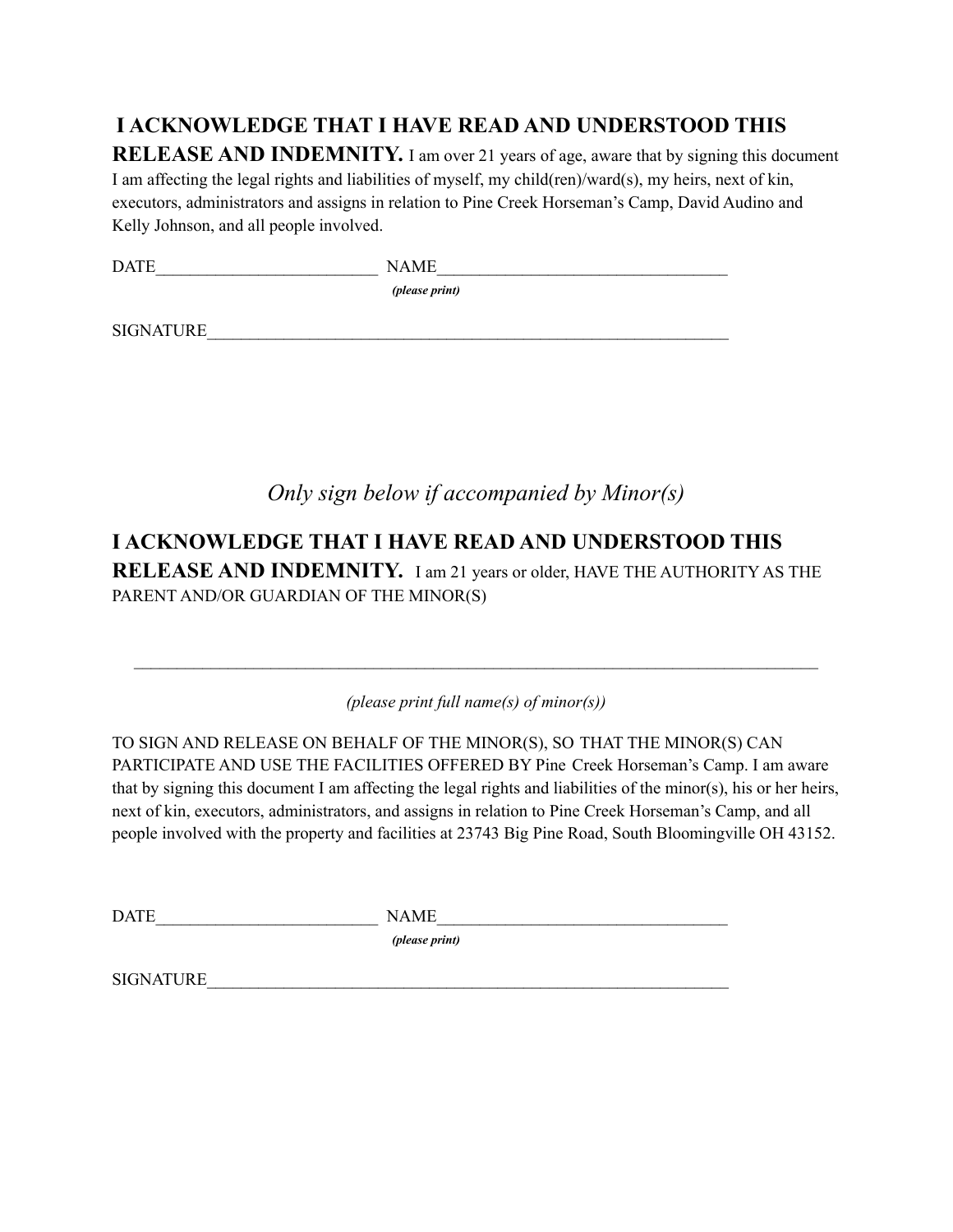**I ACKNOWLEDGE THAT I HAVE READ AND UNDERSTOOD THIS RELEASE AND INDEMNITY.** I am over 21 years of age, aware that by signing this document I am affecting the legal rights and liabilities of myself, my child(ren)/ward(s), my heirs, next of kin, executors, administrators and assigns in relation to Pine Creek Horseman's Camp, David Audino and Kelly Johnson, and all people involved.

DATE__________________________ NAME__________________________________

***(please print)***

SIGNATURE_______________________________________________________________

*Only sign below if accompanied by Minor(s)*

**I ACKNOWLEDGE THAT I HAVE READ AND UNDERSTOOD THIS RELEASE AND INDEMNITY.** I am 21 years or older, HAVE THE AUTHORITY AS THE PARENT AND/OR GUARDIAN OF THE MINOR(S)

_________________________________________________________________________________

*(please print full name(s) of minor(s))*

TO SIGN AND RELEASE ON BEHALF OF THE MINOR(S), SO THAT THE MINOR(S) CAN PARTICIPATE AND USE THE FACILITIES OFFERED BY Pine Creek Horseman's Camp. I am aware that by signing this document I am affecting the legal rights and liabilities of the minor(s), his or her heirs, next of kin, executors, administrators, and assigns in relation to Pine Creek Horseman's Camp, and all people involved with the property and facilities at 23743 Big Pine Road, South Bloomingville OH 43152.

DATE__________________________ NAME__________________________________

***(please print)***

SIGNATURE_______________________________________________________________